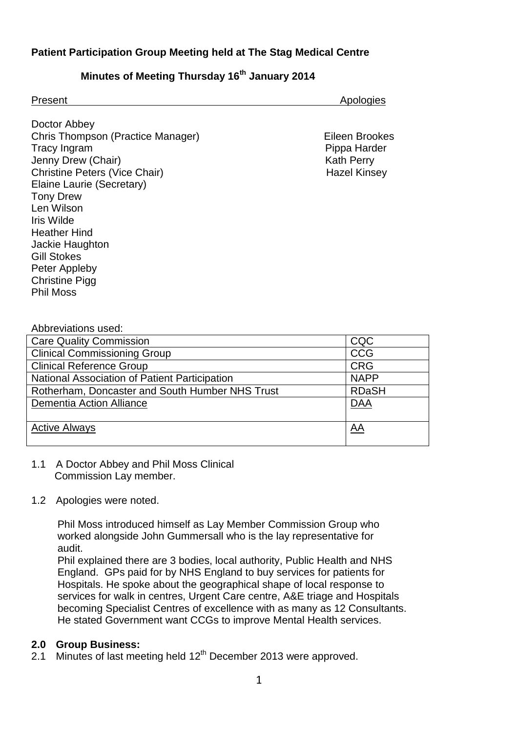**Patient Participation Group Meeting held at The Stag Medical Centre**

**Minutes of Meeting Thursday 16th January 2014**

| Present | Apologies |
|---|---|
| Doctor Abbey | |
| Chris Thompson (Practice Manager) | Eileen Brookes |
| Tracy Ingram | Pippa Harder |
| Jenny Drew (Chair) | Kath Perry |
| Christine Peters (Vice Chair) | Hazel Kinsey |
| Elaine Laurie (Secretary) | |
| Tony Drew | |
| Len Wilson | |
| Iris Wilde | |
| Heather Hind | |
| Jackie Haughton | |
| Gill Stokes | |
| Peter Appleby | |
| Christine Pigg | |
| Phil Moss | |

Abbreviations used:

| | |
|---|---|
| Care Quality Commission | CQC |
| Clinical Commissioning Group | CCG |
| Clinical Reference Group | CRG |
| National Association of Patient Participation | NAPP |
| Rotherham, Doncaster and South Humber NHS Trust | RDaSH |
| Dementia Action Alliance | DAA |
| Active Always | AA |

1.1 A Doctor Abbey and Phil Moss Clinical Commission Lay member.

1.2 Apologies were noted.

Phil Moss introduced himself as Lay Member Commission Group who worked alongside John Gummersall who is the lay representative for audit.
Phil explained there are 3 bodies, local authority, Public Health and NHS England. GPs paid for by NHS England to buy services for patients for Hospitals. He spoke about the geographical shape of local response to services for walk in centres, Urgent Care centre, A&E triage and Hospitals becoming Specialist Centres of excellence with as many as 12 Consultants. He stated Government want CCGs to improve Mental Health services.

**2.0 Group Business:**

2.1 Minutes of last meeting held 12th December 2013 were approved.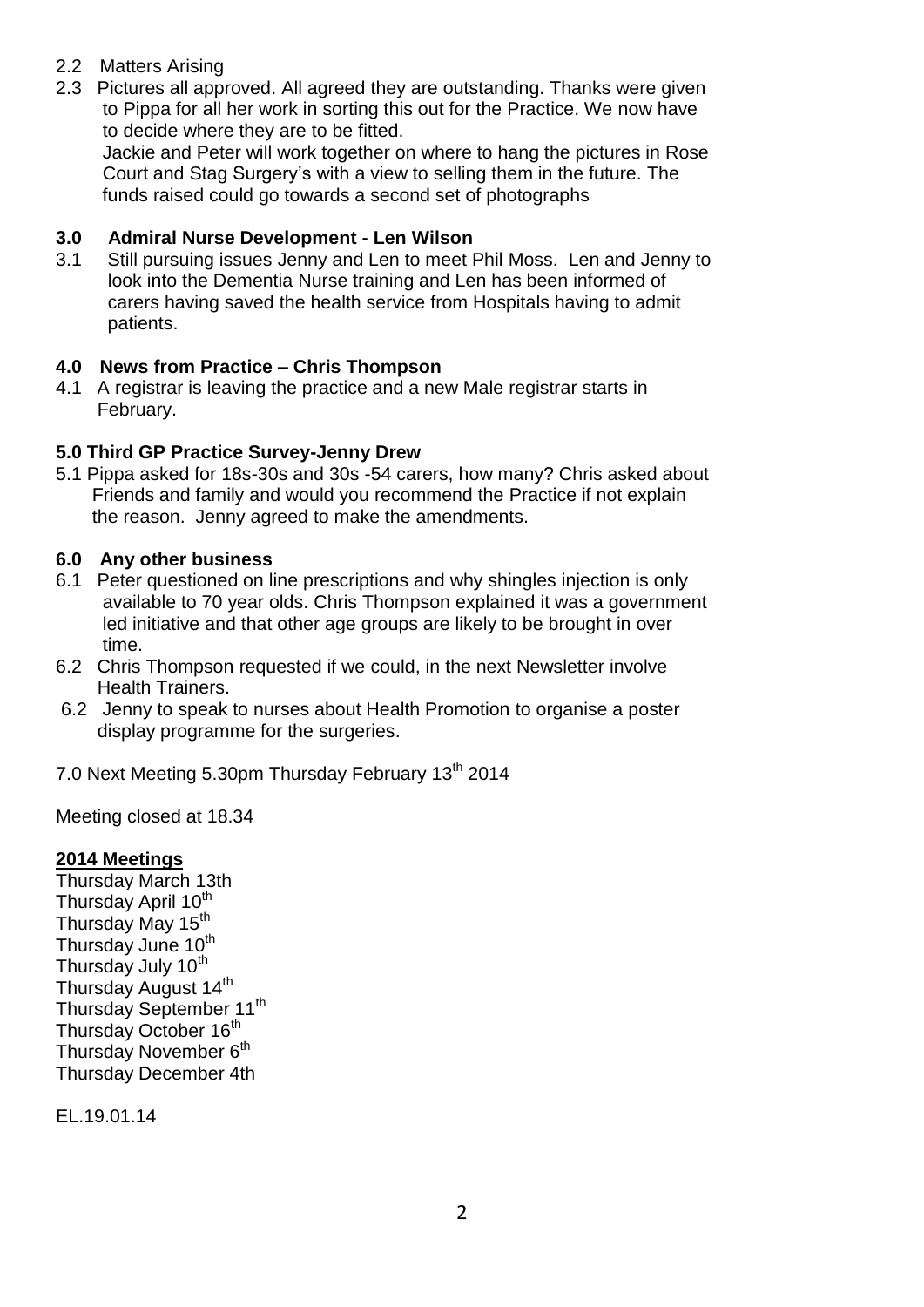2.2 Matters Arising

2.3 Pictures all approved. All agreed they are outstanding. Thanks were given to Pippa for all her work in sorting this out for the Practice. We now have to decide where they are to be fitted.
Jackie and Peter will work together on where to hang the pictures in Rose Court and Stag Surgery's with a view to selling them in the future. The funds raised could go towards a second set of photographs

**3.0 Admiral Nurse Development - Len Wilson**

3.1 Still pursuing issues Jenny and Len to meet Phil Moss. Len and Jenny to look into the Dementia Nurse training and Len has been informed of carers having saved the health service from Hospitals having to admit patients.

**4.0 News from Practice – Chris Thompson**

4.1 A registrar is leaving the practice and a new Male registrar starts in February.

**5.0 Third GP Practice Survey-Jenny Drew**

5.1 Pippa asked for 18s-30s and 30s -54 carers, how many? Chris asked about Friends and family and would you recommend the Practice if not explain the reason. Jenny agreed to make the amendments.

**6.0 Any other business**

6.1 Peter questioned on line prescriptions and why shingles injection is only available to 70 year olds. Chris Thompson explained it was a government led initiative and that other age groups are likely to be brought in over time.

6.2 Chris Thompson requested if we could, in the next Newsletter involve Health Trainers.

6.2 Jenny to speak to nurses about Health Promotion to organise a poster display programme for the surgeries.

7.0 Next Meeting 5.30pm Thursday February 13th 2014

Meeting closed at 18.34

**2014 Meetings**

Thursday March 13th
Thursday April 10th
Thursday May 15th
Thursday June 10th
Thursday July 10th
Thursday August 14th
Thursday September 11th
Thursday October 16th
Thursday November 6th
Thursday December 4th

EL.19.01.14